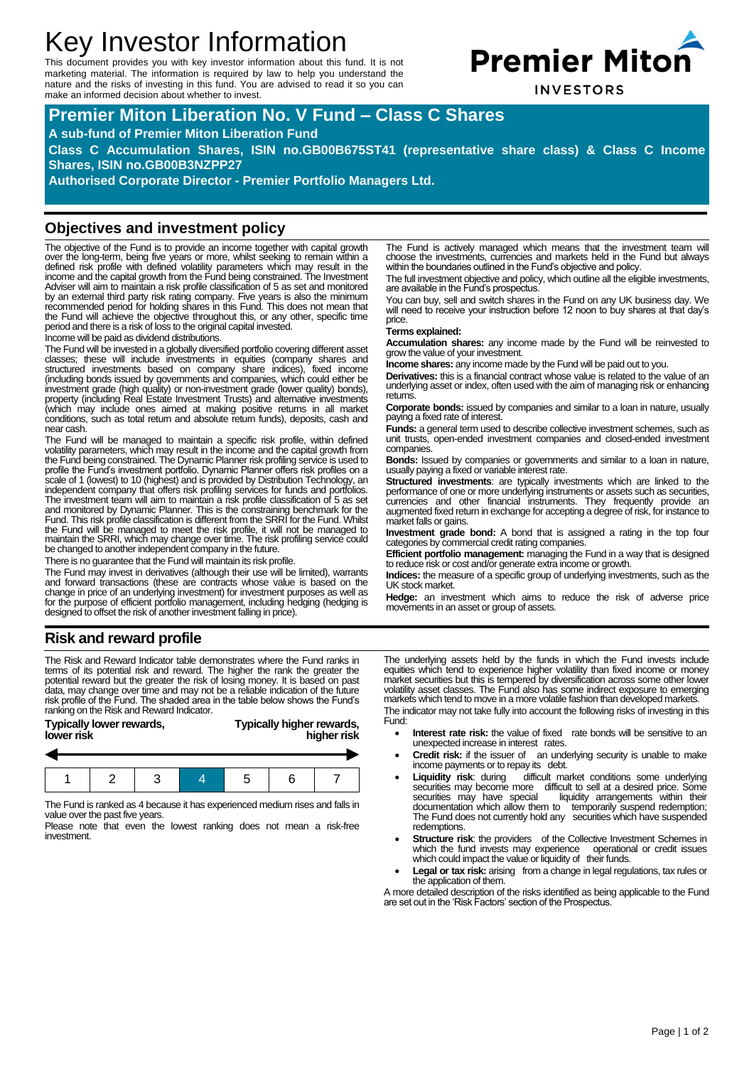# Key Investor Information

This document provides you with key investor information about this fund. It is not marketing material. The information is required by law to help you understand the nature and the risks of investing in this fund. You are advised to read it so you can make an informed decision about whether to invest.

**Premier Miton INVESTORS**

## Premier Miton Liberation No. V Fund – Class C Shares

**A sub-fund of Premier Miton Liberation Fund**

**Class C Accumulation Shares, ISIN no.GB00B675ST41 (representative share class) & Class C Income Shares, ISIN no.GB00B3NZPP27**

**Authorised Corporate Director - Premier Portfolio Managers Ltd.**

## Objectives and investment policy

The objective of the Fund is to provide an income together with capital growth over the long-term, being five years or more, whilst seeking to remain within a defined risk profile with defined volatility parameters which may result in the income and the capital growth from the Fund being constrained. The Investment Adviser will aim to maintain a risk profile classification of 5 as set and monitored by an external third party risk rating company. Five years is also the minimum recommended period for holding shares in this Fund. This does not mean that the Fund will achieve the objective throughout this, or any other, specific time period and there is a risk of loss to the original capital invested.

Income will be paid as dividend distributions.

The Fund will be invested in a globally diversified portfolio covering different asset classes; these will include investments in equities (company shares and structured investments based on company share indices), fixed income (including bonds issued by governments and companies, which could either be investment grade (high quality) or non-investment grade (lower quality) bonds), property (including Real Estate Investment Trusts) and alternative investments (which may include ones aimed at making positive returns in all market conditions, such as total return and absolute return funds), deposits, cash and near cash.

The Fund will be managed to maintain a specific risk profile, within defined volatility parameters, which may result in the income and the capital growth from the Fund being constrained. The Dynamic Planner risk profiling service is used to profile the Fund's investment portfolio. Dynamic Planner offers risk profiles on a scale of 1 (lowest) to 10 (highest) and is provided by Distribution Technology, an independent company that offers risk profiling services for funds and portfolios. The investment team will aim to maintain a risk profile classification of 5 as set and monitored by Dynamic Planner. This is the constraining benchmark for the Fund. This risk profile classification is different from the SRRI for the Fund. Whilst the Fund will be managed to meet the risk profile, it will not be managed to maintain the SRRI, which may change over time. The risk profiling service could be changed to another independent company in the future.

There is no guarantee that the Fund will maintain its risk profile.

The Fund may invest in derivatives (although their use will be limited), warrants and forward transactions (these are contracts whose value is based on the change in price of an underlying investment) for investment purposes as well as for the purpose of efficient portfolio management, including hedging (hedging is designed to offset the risk of another investment falling in price).

The Fund is actively managed which means that the investment team will choose the investments, currencies and markets held in the Fund but always within the boundaries outlined in the Fund's objective and policy.

The full investment objective and policy, which outline all the eligible investments, are available in the Fund's prospectus.

You can buy, sell and switch shares in the Fund on any UK business day. We will need to receive your instruction before 12 noon to buy shares at that day's price.

**Terms explained:**

**Accumulation shares:** any income made by the Fund will be reinvested to grow the value of your investment.

**Income shares:** any income made by the Fund will be paid out to you.

**Derivatives:** this is a financial contract whose value is related to the value of an underlying asset or index, often used with the aim of managing risk or enhancing returns.

**Corporate bonds:** issued by companies and similar to a loan in nature, usually paying a fixed rate of interest.

**Funds:** a general term used to describe collective investment schemes, such as unit trusts, open-ended investment companies and closed-ended investment companies.

**Bonds:** Issued by companies or governments and similar to a loan in nature, usually paying a fixed or variable interest rate.

**Structured investments**: are typically investments which are linked to the performance of one or more underlying instruments or assets such as securities, currencies and other financial instruments. They frequently provide an augmented fixed return in exchange for accepting a degree of risk, for instance to market falls or gains.

**Investment grade bond:** A bond that is assigned a rating in the top four categories by commercial credit rating companies.

**Efficient portfolio management:** managing the Fund in a way that is designed to reduce risk or cost and/or generate extra income or growth.

**Indices:** the measure of a specific group of underlying investments, such as the UK stock market.

**Hedge:** an investment which aims to reduce the risk of adverse price movements in an asset or group of assets.

## Risk and reward profile

The Risk and Reward Indicator table demonstrates where the Fund ranks in terms of its potential risk and reward. The higher the rank the greater the potential reward but the greater the risk of losing money. It is based on past data, may change over time and may not be a reliable indication of the future risk profile of the Fund. The shaded area in the table below shows the Fund's ranking on the Risk and Reward Indicator.

**Typically lower rewards, lower risk** — **Typically higher rewards, higher risk**

| 1 | 2 | 3 | **4** | 5 | 6 | 7 |
|---|---|---|---|---|---|---|

The Fund is ranked as 4 because it has experienced medium rises and falls in value over the past five years.

Please note that even the lowest ranking does not mean a risk-free investment.

The underlying assets held by the funds in which the Fund invests include equities which tend to experience higher volatility than fixed income or money market securities but this is tempered by diversification across some other lower volatility asset classes. The Fund also has some indirect exposure to emerging markets which tend to move in a more volatile fashion than developed markets.

The indicator may not take fully into account the following risks of investing in this Fund:

- **Interest rate risk:** the value of fixed rate bonds will be sensitive to an unexpected increase in interest rates.
- **Credit risk:** if the issuer of an underlying security is unable to make income payments or to repay its debt.
- **Liquidity risk**: during difficult market conditions some underlying securities may become more difficult to sell at a desired price. Some securities may have special liquidity arrangements within their documentation which allow them to temporarily suspend redemption; The Fund does not currently hold any securities which have suspended redemptions.
- **Structure risk**: the providers of the Collective Investment Schemes in which the fund invests may experience operational or credit issues which could impact the value or liquidity of their funds.
- **Legal or tax risk:** arising from a change in legal regulations, tax rules or the application of them.

A more detailed description of the risks identified as being applicable to the Fund are set out in the 'Risk Factors' section of the Prospectus.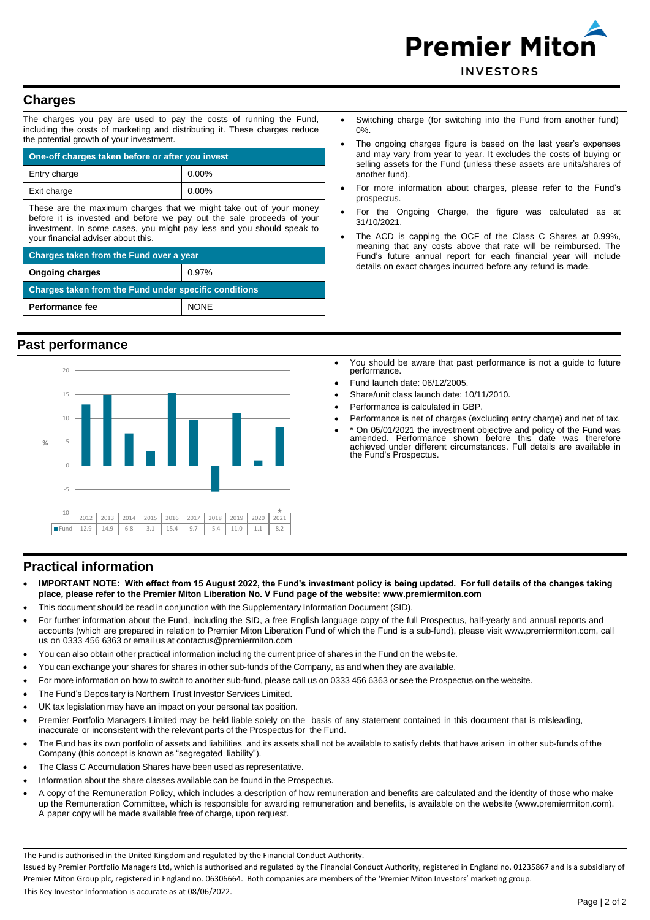Premier Miton

INVESTORS

## Charges

The charges you pay are used to pay the costs of running the Fund, including the costs of marketing and distributing it. These charges reduce the potential growth of your investment.

| One-off charges taken before or after you invest | |
|---|---|
| Entry charge | 0.00% |
| Exit charge | 0.00% |
| These are the maximum charges that we might take out of your money before it is invested and before we pay out the sale proceeds of your investment. In some cases, you might pay less and you should speak to your financial adviser about this. | |
| **Charges taken from the Fund over a year** | |
| **Ongoing charges** | 0.97% |
| **Charges taken from the Fund under specific conditions** | |
| **Performance fee** | NONE |

- Switching charge (for switching into the Fund from another fund) 0%.
- The ongoing charges figure is based on the last year's expenses and may vary from year to year. It excludes the costs of buying or selling assets for the Fund (unless these assets are units/shares of another fund).
- For more information about charges, please refer to the Fund's prospectus.
- For the Ongoing Charge, the figure was calculated as at 31/10/2021.
- The ACD is capping the OCF of the Class C Shares at 0.99%, meaning that any costs above that rate will be reimbursed. The Fund's future annual report for each financial year will include details on exact charges incurred before any refund is made.

## Past performance

%

20
15
10
5
0
-5
-10

2012 2013 2014 2015 2016 2017 2018 2019 2020 2021*

Fund 12.9 14.9 6.8 3.1 15.4 9.7 -5.4 11.0 1.1 8.2

- You should be aware that past performance is not a guide to future performance.
- Fund launch date: 06/12/2005.
- Share/unit class launch date: 10/11/2010.
- Performance is calculated in GBP.
- Performance is net of charges (excluding entry charge) and net of tax.
- * On 05/01/2021 the investment objective and policy of the Fund was amended. Performance shown before this date was therefore achieved under different circumstances. Full details are available in the Fund's Prospectus.

## Practical information

- **IMPORTANT NOTE: With effect from 15 August 2022, the Fund's investment policy is being updated. For full details of the changes taking place, please refer to the Premier Miton Liberation No. V Fund page of the website: www.premiermiton.com**
- This document should be read in conjunction with the Supplementary Information Document (SID).
- For further information about the Fund, including the SID, a free English language copy of the full Prospectus, half-yearly and annual reports and accounts (which are prepared in relation to Premier Miton Liberation Fund of which the Fund is a sub-fund), please visit www.premiermiton.com, call us on 0333 456 6363 or email us at contactus@premiermiton.com
- You can also obtain other practical information including the current price of shares in the Fund on the website.
- You can exchange your shares for shares in other sub-funds of the Company, as and when they are available.
- For more information on how to switch to another sub-fund, please call us on 0333 456 6363 or see the Prospectus on the website.
- The Fund's Depositary is Northern Trust Investor Services Limited.
- UK tax legislation may have an impact on your personal tax position.
- Premier Portfolio Managers Limited may be held liable solely on the basis of any statement contained in this document that is misleading, inaccurate or inconsistent with the relevant parts of the Prospectus for the Fund.
- The Fund has its own portfolio of assets and liabilities and its assets shall not be available to satisfy debts that have arisen in other sub-funds of the Company (this concept is known as "segregated liability").
- The Class C Accumulation Shares have been used as representative.
- Information about the share classes available can be found in the Prospectus.
- A copy of the Remuneration Policy, which includes a description of how remuneration and benefits are calculated and the identity of those who make up the Remuneration Committee, which is responsible for awarding remuneration and benefits, is available on the website (www.premiermiton.com). A paper copy will be made available free of charge, upon request.

The Fund is authorised in the United Kingdom and regulated by the Financial Conduct Authority.

Issued by Premier Portfolio Managers Ltd, which is authorised and regulated by the Financial Conduct Authority, registered in England no. 01235867 and is a subsidiary of Premier Miton Group plc, registered in England no. 06306664. Both companies are members of the 'Premier Miton Investors' marketing group.

This Key Investor Information is accurate as at 08/06/2022.